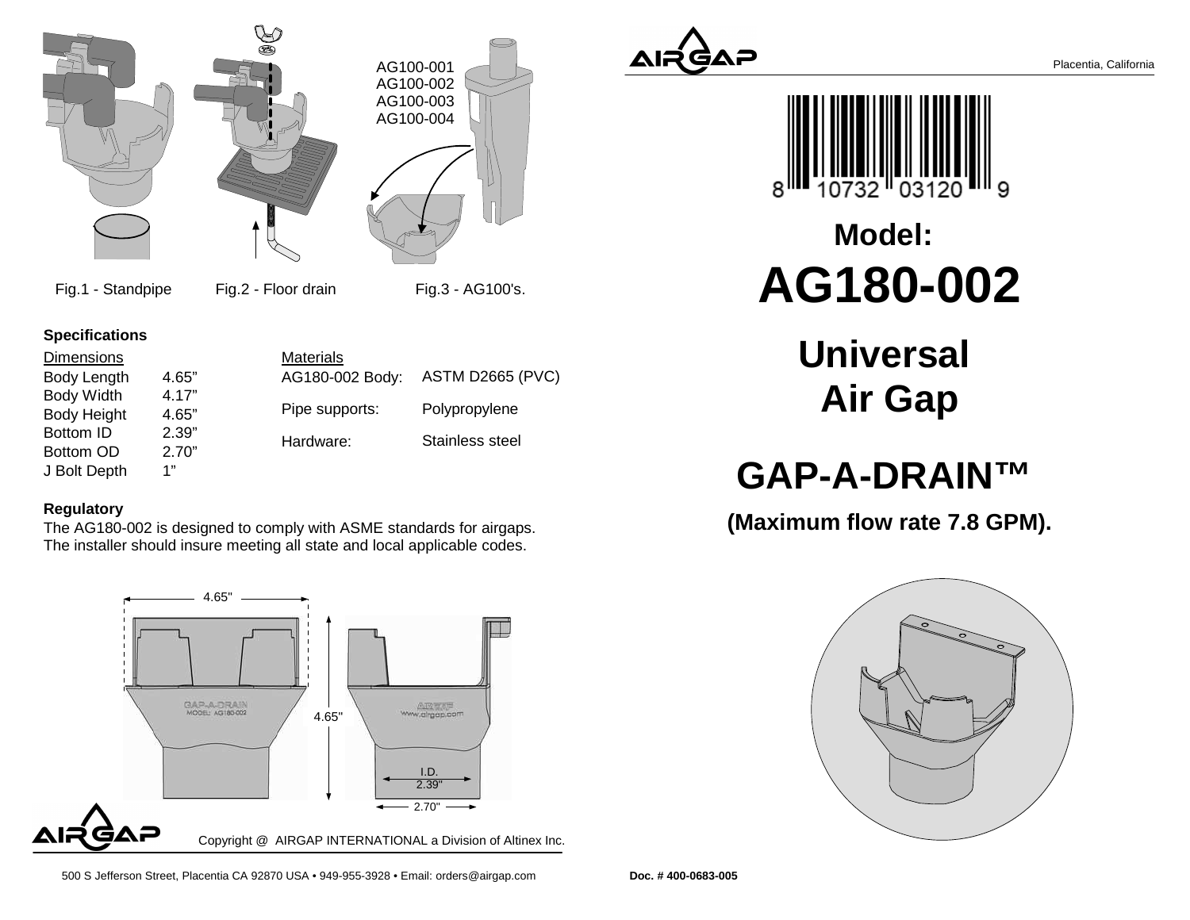Fig.1 - Standpipe

Fig.2 - Floor drain

AG100-001
AG100-002
AG100-003
AG100-004

Fig.3 - AG100's.

### Specifications

| Dimensions | |
|---|---|
| Body Length | 4.65” |
| Body Width | 4.17” |
| Body Height | 4.65” |
| Bottom ID | 2.39” |
| Bottom OD | 2.70” |
| J Bolt Depth | 1” |

| Materials | |
|---|---|
| AG180-002 Body: | ASTM D2665 (PVC) |
| Pipe supports: | Polypropylene |
| Hardware: | Stainless steel |

### Regulatory

The AG180-002 is designed to comply with ASME standards for airgaps. The installer should insure meeting all state and local applicable codes.

4.65"

4.65"

I.D. 2.39"

2.70"

Copyright @ AIRGAP INTERNATIONAL a Division of Altinex Inc.

500 S Jefferson Street, Placentia CA 92870 USA • 949-955-3928 • Email: orders@airgap.com

AIRGAP

Placentia, California

8 10732 03120 9

# Model: AG180-002

# Universal Air Gap

# GAP-A-DRAIN™

**(Maximum flow rate 7.8 GPM).**

**Doc. # 400-0683-005**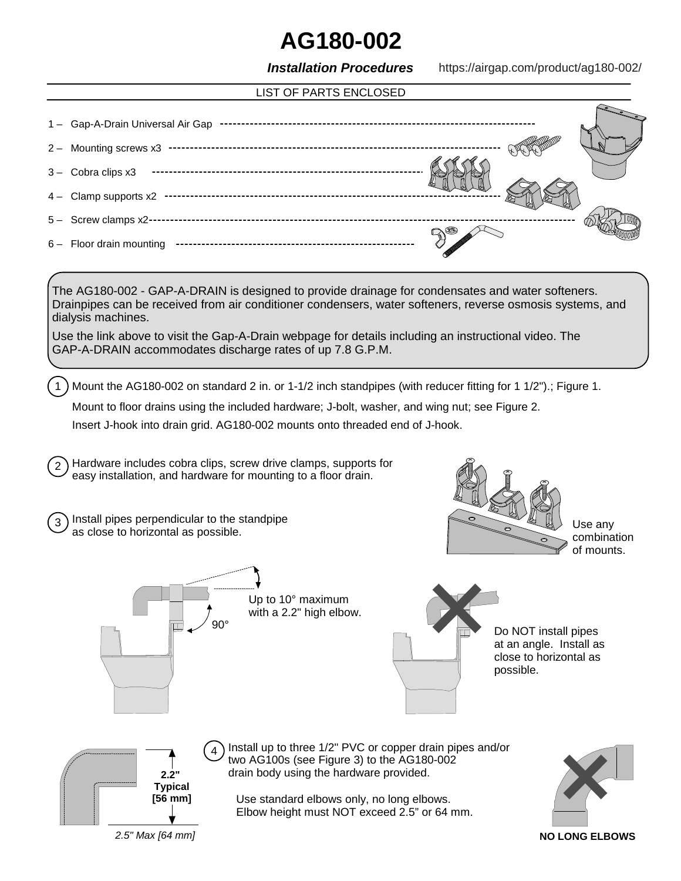# AG180-002

***Installation Procedures*** https://airgap.com/product/ag180-002/

LIST OF PARTS ENCLOSED

1 – Gap-A-Drain Universal Air Gap
2 – Mounting screws x3
3 – Cobra clips x3
4 – Clamp supports x2
5 – Screw clamps x2
6 – Floor drain mounting

The AG180-002 - GAP-A-DRAIN is designed to provide drainage for condensates and water softeners. Drainpipes can be received from air conditioner condensers, water softeners, reverse osmosis systems, and dialysis machines.

Use the link above to visit the Gap-A-Drain webpage for details including an instructional video. The GAP-A-DRAIN accommodates discharge rates of up 7.8 G.P.M.

1. Mount the AG180-002 on standard 2 in. or 1-1/2 inch standpipes (with reducer fitting for 1 1/2").; Figure 1.

   Mount to floor drains using the included hardware; J-bolt, washer, and wing nut; see Figure 2.

   Insert J-hook into drain grid. AG180-002 mounts onto threaded end of J-hook.

2. Hardware includes cobra clips, screw drive clamps, supports for easy installation, and hardware for mounting to a floor drain.

Use any combination of mounts.

3. Install pipes perpendicular to the standpipe as close to horizontal as possible.

Up to 10° maximum with a 2.2" high elbow.

90°

Do NOT install pipes at an angle. Install as close to horizontal as possible.

4. Install up to three 1/2" PVC or copper drain pipes and/or two AG100s (see Figure 3) to the AG180-002 drain body using the hardware provided.

   Use standard elbows only, no long elbows. Elbow height must NOT exceed 2.5" or 64 mm.

**2.2" Typical [56 mm]**

*2.5" Max [64 mm]*

**NO LONG ELBOWS**